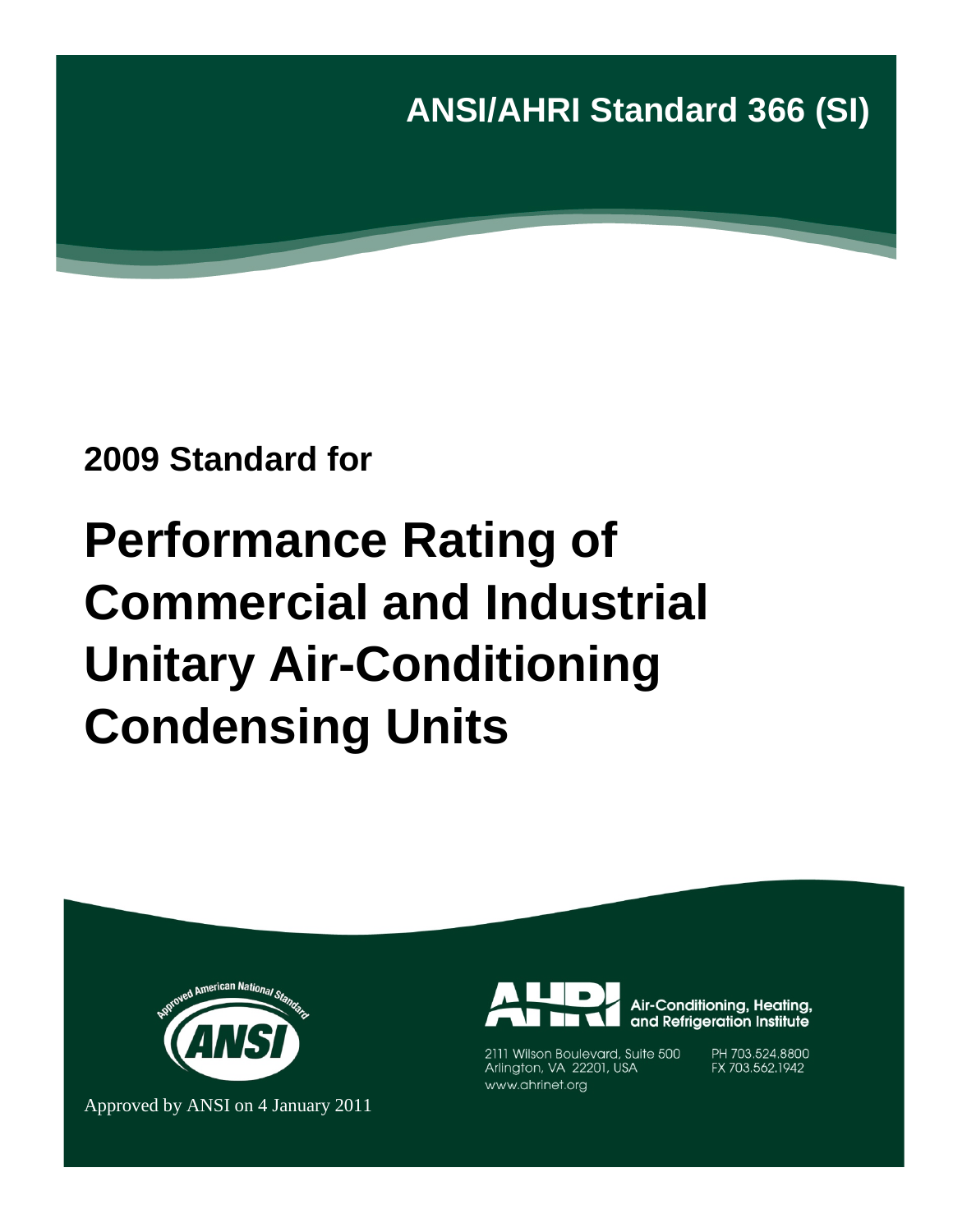# ANSI/AHRI Standard 366 (SI)

**2009 Standard for**

# Performance Rating of Commercial and Industrial Unitary Air-Conditioning Condensing Units

Approved American National Standard

ANSI

Approved by ANSI on 4 January 2011

AHRI

Air-Conditioning, Heating, and Refrigeration Institute

2111 Wilson Boulevard, Suite 500
Arlington, VA 22201, USA
www.ahrinet.org

PH 703.524.8800
FX 703.562.1942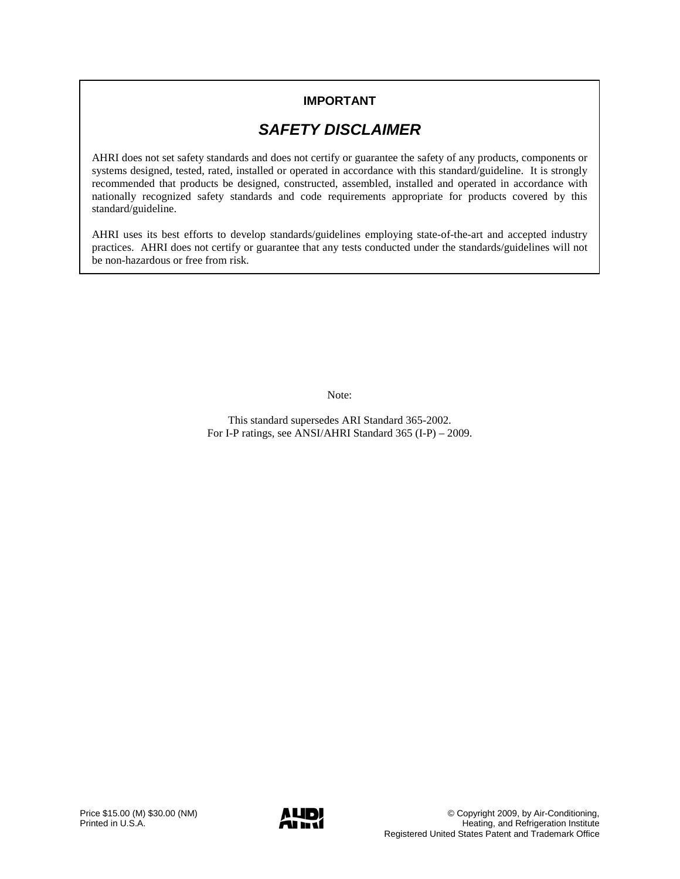**IMPORTANT**

## *SAFETY DISCLAIMER*

AHRI does not set safety standards and does not certify or guarantee the safety of any products, components or systems designed, tested, rated, installed or operated in accordance with this standard/guideline. It is strongly recommended that products be designed, constructed, assembled, installed and operated in accordance with nationally recognized safety standards and code requirements appropriate for products covered by this standard/guideline.

AHRI uses its best efforts to develop standards/guidelines employing state-of-the-art and accepted industry practices. AHRI does not certify or guarantee that any tests conducted under the standards/guidelines will not be non-hazardous or free from risk.

Note:

This standard supersedes ARI Standard 365-2002.
For I-P ratings, see ANSI/AHRI Standard 365 (I-P) – 2009.

Price $15.00 (M) $30.00 (NM)
Printed in U.S.A.

AHRI

© Copyright 2009, by Air-Conditioning, Heating, and Refrigeration Institute
Registered United States Patent and Trademark Office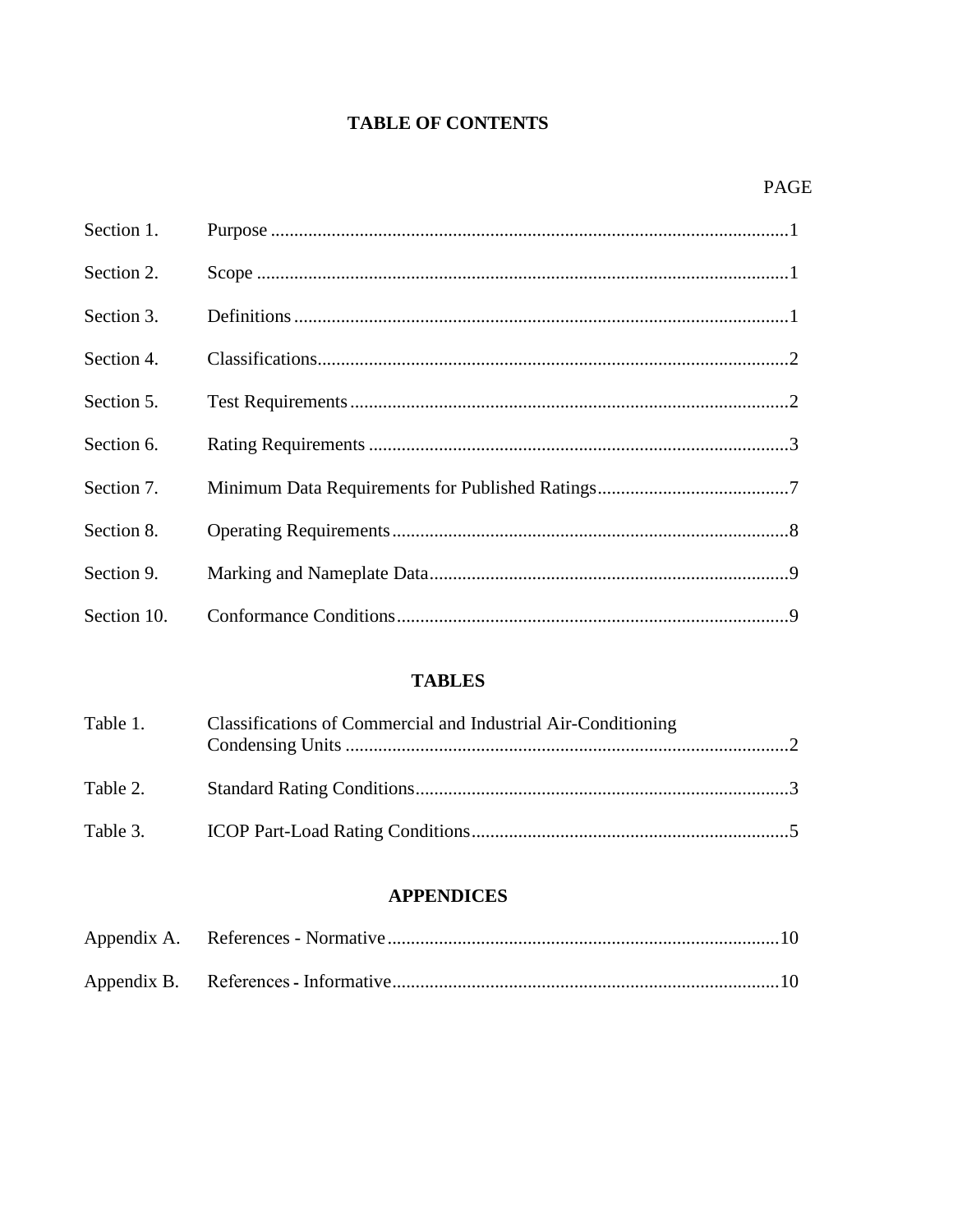# TABLE OF CONTENTS

| | | PAGE |
|---|---|---|
| Section 1. | Purpose | 1 |
| Section 2. | Scope | 1 |
| Section 3. | Definitions | 1 |
| Section 4. | Classifications | 2 |
| Section 5. | Test Requirements | 2 |
| Section 6. | Rating Requirements | 3 |
| Section 7. | Minimum Data Requirements for Published Ratings | 7 |
| Section 8. | Operating Requirements | 8 |
| Section 9. | Marking and Nameplate Data | 9 |
| Section 10. | Conformance Conditions | 9 |

## TABLES

| | | |
|---|---|---|
| Table 1. | Classifications of Commercial and Industrial Air-Conditioning Condensing Units | 2 |
| Table 2. | Standard Rating Conditions | 3 |
| Table 3. | ICOP Part-Load Rating Conditions | 5 |

## APPENDICES

| | | |
|---|---|---|
| Appendix A. | References - Normative | 10 |
| Appendix B. | References - Informative | 10 |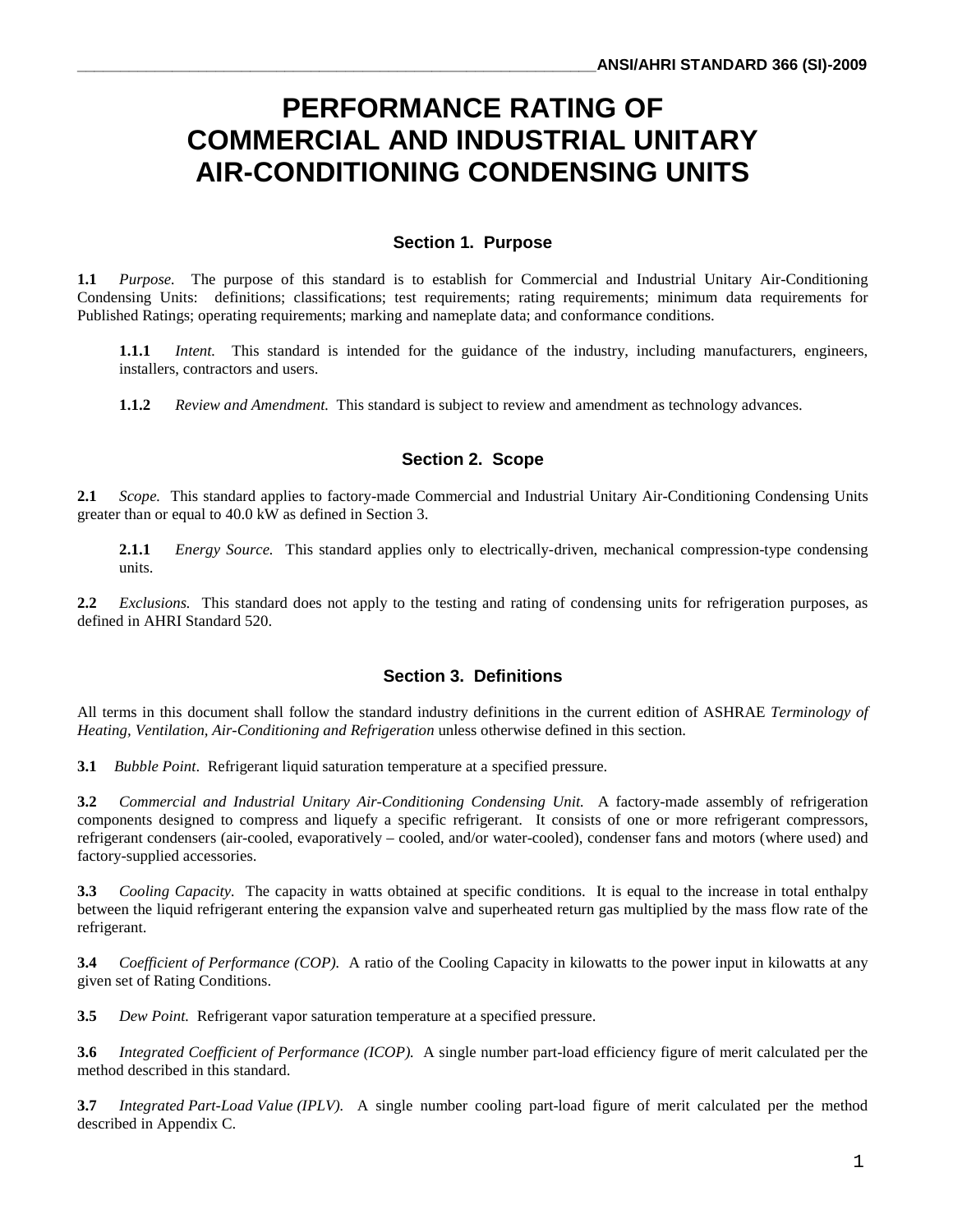# PERFORMANCE RATING OF COMMERCIAL AND INDUSTRIAL UNITARY AIR-CONDITIONING CONDENSING UNITS

## Section 1. Purpose

**1.1** *Purpose.* The purpose of this standard is to establish for Commercial and Industrial Unitary Air-Conditioning Condensing Units: definitions; classifications; test requirements; rating requirements; minimum data requirements for Published Ratings; operating requirements; marking and nameplate data; and conformance conditions.

**1.1.1** *Intent.* This standard is intended for the guidance of the industry, including manufacturers, engineers, installers, contractors and users.

**1.1.2** *Review and Amendment.* This standard is subject to review and amendment as technology advances.

## Section 2. Scope

**2.1** *Scope.* This standard applies to factory-made Commercial and Industrial Unitary Air-Conditioning Condensing Units greater than or equal to 40.0 kW as defined in Section 3.

**2.1.1** *Energy Source.* This standard applies only to electrically-driven, mechanical compression-type condensing units.

**2.2** *Exclusions.* This standard does not apply to the testing and rating of condensing units for refrigeration purposes, as defined in AHRI Standard 520.

## Section 3. Definitions

All terms in this document shall follow the standard industry definitions in the current edition of ASHRAE *Terminology of Heating, Ventilation, Air-Conditioning and Refrigeration* unless otherwise defined in this section.

**3.1** *Bubble Point*. Refrigerant liquid saturation temperature at a specified pressure.

**3.2** *Commercial and Industrial Unitary Air-Conditioning Condensing Unit.* A factory-made assembly of refrigeration components designed to compress and liquefy a specific refrigerant. It consists of one or more refrigerant compressors, refrigerant condensers (air-cooled, evaporatively – cooled, and/or water-cooled), condenser fans and motors (where used) and factory-supplied accessories.

**3.3** *Cooling Capacity.* The capacity in watts obtained at specific conditions. It is equal to the increase in total enthalpy between the liquid refrigerant entering the expansion valve and superheated return gas multiplied by the mass flow rate of the refrigerant.

**3.4** *Coefficient of Performance (COP).* A ratio of the Cooling Capacity in kilowatts to the power input in kilowatts at any given set of Rating Conditions.

**3.5** *Dew Point.* Refrigerant vapor saturation temperature at a specified pressure.

**3.6** *Integrated Coefficient of Performance (ICOP).* A single number part-load efficiency figure of merit calculated per the method described in this standard.

**3.7** *Integrated Part-Load Value (IPLV).* A single number cooling part-load figure of merit calculated per the method described in Appendix C.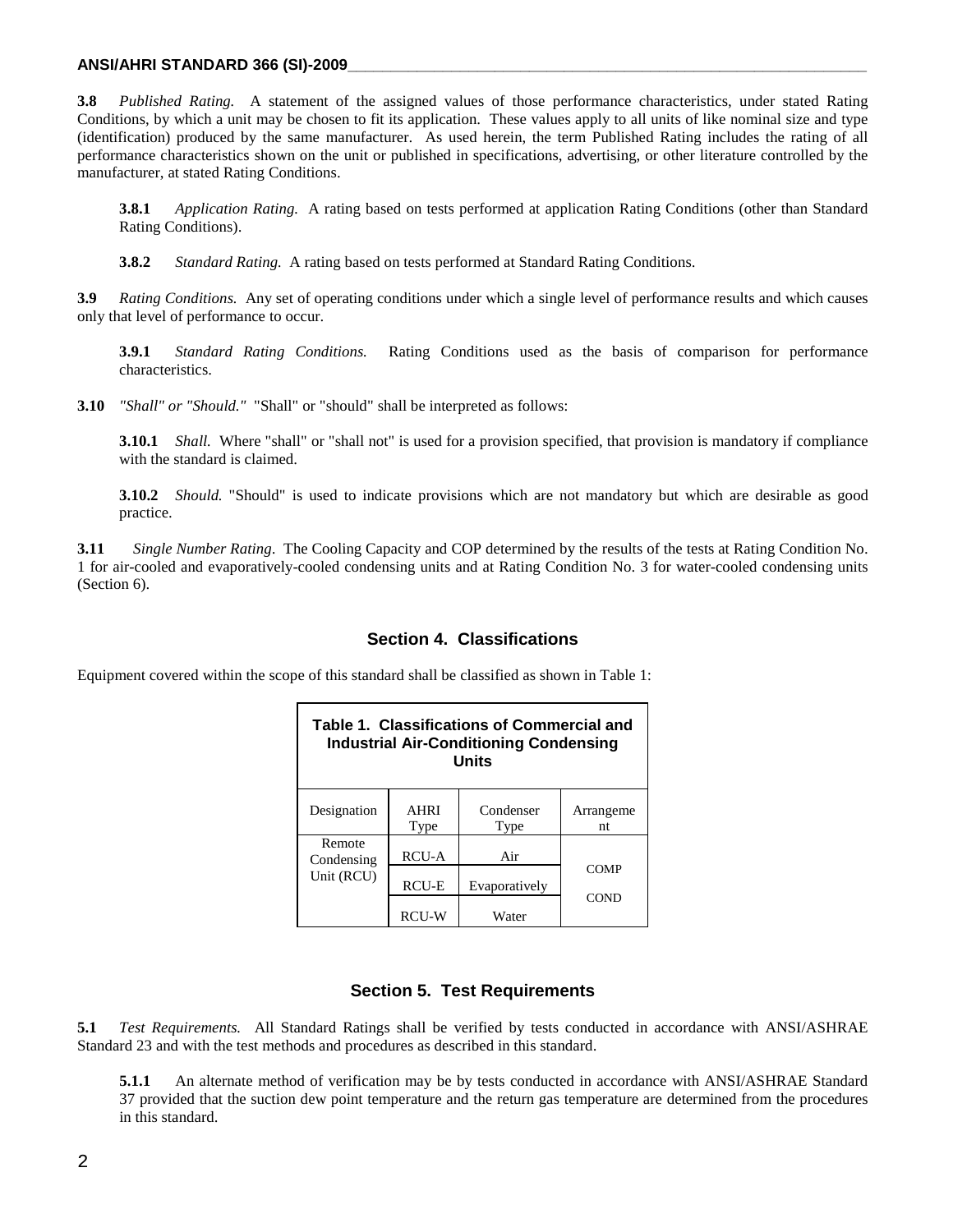**3.8** *Published Rating.* A statement of the assigned values of those performance characteristics, under stated Rating Conditions, by which a unit may be chosen to fit its application. These values apply to all units of like nominal size and type (identification) produced by the same manufacturer. As used herein, the term Published Rating includes the rating of all performance characteristics shown on the unit or published in specifications, advertising, or other literature controlled by the manufacturer, at stated Rating Conditions.

**3.8.1** *Application Rating.* A rating based on tests performed at application Rating Conditions (other than Standard Rating Conditions).

**3.8.2** *Standard Rating.* A rating based on tests performed at Standard Rating Conditions.

**3.9** *Rating Conditions.* Any set of operating conditions under which a single level of performance results and which causes only that level of performance to occur.

**3.9.1** *Standard Rating Conditions.* Rating Conditions used as the basis of comparison for performance characteristics.

**3.10** *"Shall" or "Should."* "Shall" or "should" shall be interpreted as follows:

**3.10.1** *Shall.* Where "shall" or "shall not" is used for a provision specified, that provision is mandatory if compliance with the standard is claimed.

**3.10.2** *Should.* "Should" is used to indicate provisions which are not mandatory but which are desirable as good practice.

**3.11** *Single Number Rating*. The Cooling Capacity and COP determined by the results of the tests at Rating Condition No. 1 for air-cooled and evaporatively-cooled condensing units and at Rating Condition No. 3 for water-cooled condensing units (Section 6).

## Section 4. Classifications

Equipment covered within the scope of this standard shall be classified as shown in Table 1:

**Table 1. Classifications of Commercial and Industrial Air-Conditioning Condensing Units**

| Designation | AHRI Type | Condenser Type | Arrangement |
|---|---|---|---|
| Remote Condensing Unit (RCU) | RCU-A | Air | COMP COND |
| | RCU-E | Evaporatively | |
| | RCU-W | Water | |

## Section 5. Test Requirements

**5.1** *Test Requirements.* All Standard Ratings shall be verified by tests conducted in accordance with ANSI/ASHRAE Standard 23 and with the test methods and procedures as described in this standard.

**5.1.1** An alternate method of verification may be by tests conducted in accordance with ANSI/ASHRAE Standard 37 provided that the suction dew point temperature and the return gas temperature are determined from the procedures in this standard.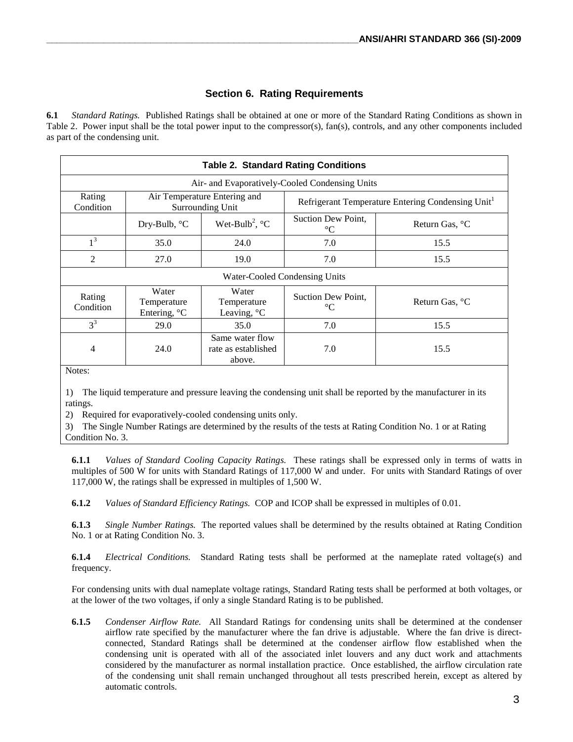## Section 6. Rating Requirements

**6.1** *Standard Ratings.* Published Ratings shall be obtained at one or more of the Standard Rating Conditions as shown in Table 2. Power input shall be the total power input to the compressor(s), fan(s), controls, and any other components included as part of the condensing unit.

**Table 2. Standard Rating Conditions**

| Air- and Evaporatively-Cooled Condensing Units | | | | |
|---|---|---|---|---|
| Rating Condition | Air Temperature Entering and Surrounding Unit | | Refrigerant Temperature Entering Condensing Unit[1] | |
| | Dry-Bulb, °C | Wet-Bulb[2], °C | Suction Dew Point, °C | Return Gas, °C |
| 1[3] | 35.0 | 24.0 | 7.0 | 15.5 |
| 2 | 27.0 | 19.0 | 7.0 | 15.5 |
| **Water-Cooled Condensing Units** | | | | |
| Rating Condition | Water Temperature Entering, °C | Water Temperature Leaving, °C | Suction Dew Point, °C | Return Gas, °C |
| 3[3] | 29.0 | 35.0 | 7.0 | 15.5 |
| 4 | 24.0 | Same water flow rate as established above. | 7.0 | 15.5 |

Notes:

1) The liquid temperature and pressure leaving the condensing unit shall be reported by the manufacturer in its ratings.
2) Required for evaporatively-cooled condensing units only.
3) The Single Number Ratings are determined by the results of the tests at Rating Condition No. 1 or at Rating Condition No. 3.

**6.1.1** *Values of Standard Cooling Capacity Ratings.* These ratings shall be expressed only in terms of watts in multiples of 500 W for units with Standard Ratings of 117,000 W and under. For units with Standard Ratings of over 117,000 W, the ratings shall be expressed in multiples of 1,500 W.

**6.1.2** *Values of Standard Efficiency Ratings.* COP and ICOP shall be expressed in multiples of 0.01.

**6.1.3** *Single Number Ratings.* The reported values shall be determined by the results obtained at Rating Condition No. 1 or at Rating Condition No. 3.

**6.1.4** *Electrical Conditions.* Standard Rating tests shall be performed at the nameplate rated voltage(s) and frequency.

For condensing units with dual nameplate voltage ratings, Standard Rating tests shall be performed at both voltages, or at the lower of the two voltages, if only a single Standard Rating is to be published.

**6.1.5** *Condenser Airflow Rate.* All Standard Ratings for condensing units shall be determined at the condenser airflow rate specified by the manufacturer where the fan drive is adjustable. Where the fan drive is direct-connected, Standard Ratings shall be determined at the condenser airflow flow established when the condensing unit is operated with all of the associated inlet louvers and any duct work and attachments considered by the manufacturer as normal installation practice. Once established, the airflow circulation rate of the condensing unit shall remain unchanged throughout all tests prescribed herein, except as altered by automatic controls.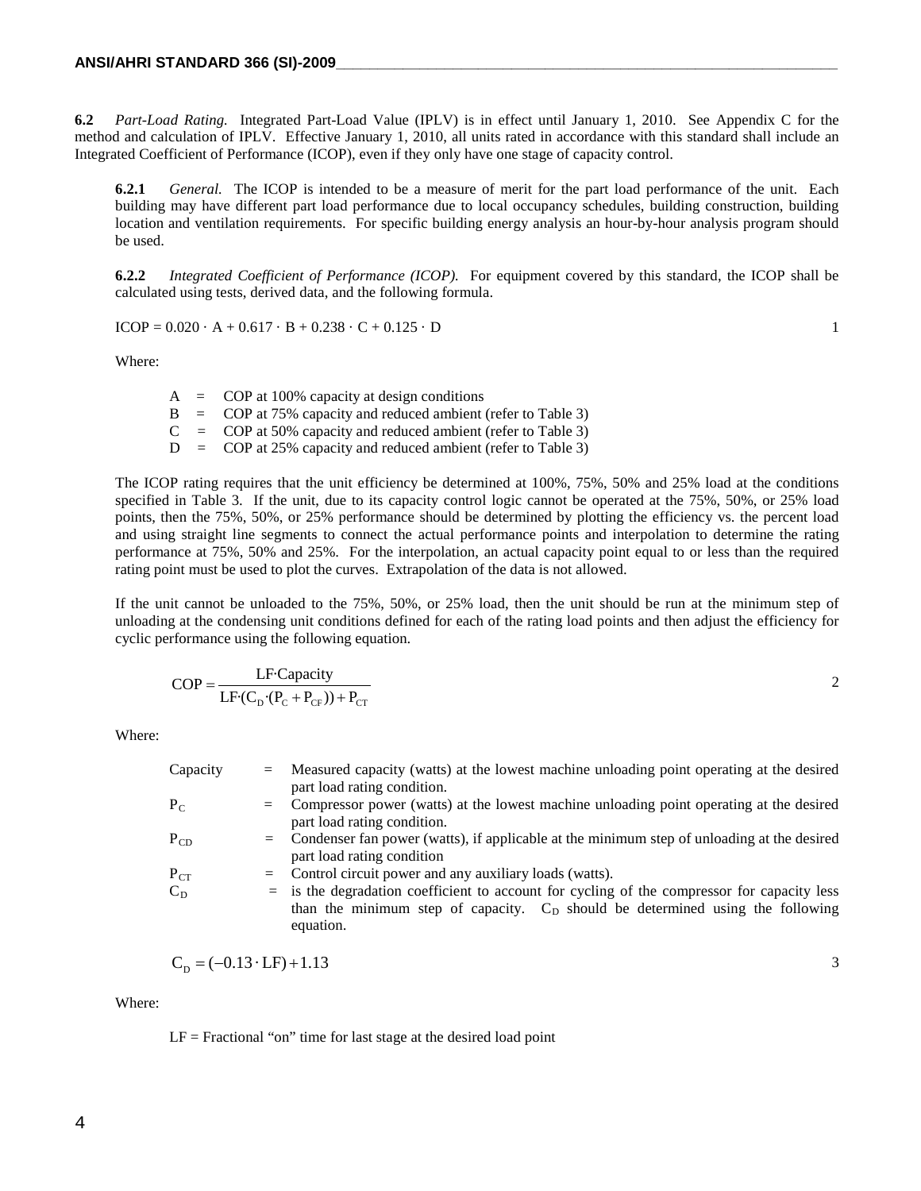**6.2** *Part-Load Rating.* Integrated Part-Load Value (IPLV) is in effect until January 1, 2010. See Appendix C for the method and calculation of IPLV. Effective January 1, 2010, all units rated in accordance with this standard shall include an Integrated Coefficient of Performance (ICOP), even if they only have one stage of capacity control.

**6.2.1** *General.* The ICOP is intended to be a measure of merit for the part load performance of the unit. Each building may have different part load performance due to local occupancy schedules, building construction, building location and ventilation requirements. For specific building energy analysis an hour-by-hour analysis program should be used.

**6.2.2** *Integrated Coefficient of Performance (ICOP).* For equipment covered by this standard, the ICOP shall be calculated using tests, derived data, and the following formula.

$$ICOP = 0.020 \cdot A + 0.617 \cdot B + 0.238 \cdot C + 0.125 \cdot D \qquad (1)$$

Where:

- A = COP at 100% capacity at design conditions
- B = COP at 75% capacity and reduced ambient (refer to Table 3)
- C = COP at 50% capacity and reduced ambient (refer to Table 3)
- D = COP at 25% capacity and reduced ambient (refer to Table 3)

The ICOP rating requires that the unit efficiency be determined at 100%, 75%, 50% and 25% load at the conditions specified in Table 3. If the unit, due to its capacity control logic cannot be operated at the 75%, 50%, or 25% load points, then the 75%, 50%, or 25% performance should be determined by plotting the efficiency vs. the percent load and using straight line segments to connect the actual performance points and interpolation to determine the rating performance at 75%, 50% and 25%. For the interpolation, an actual capacity point equal to or less than the required rating point must be used to plot the curves. Extrapolation of the data is not allowed.

If the unit cannot be unloaded to the 75%, 50%, or 25% load, then the unit should be run at the minimum step of unloading at the condensing unit conditions defined for each of the rating load points and then adjust the efficiency for cyclic performance using the following equation.

$$COP = \frac{LF \cdot Capacity}{LF \cdot (C_D \cdot (P_C + P_{CF})) + P_{CT}} \qquad (2)$$

Where:

- Capacity = Measured capacity (watts) at the lowest machine unloading point operating at the desired part load rating condition.
- $P_C$ = Compressor power (watts) at the lowest machine unloading point operating at the desired part load rating condition.
- $P_{CD}$ = Condenser fan power (watts), if applicable at the minimum step of unloading at the desired part load rating condition
- $P_{CT}$ = Control circuit power and any auxiliary loads (watts).
- $C_D$ = is the degradation coefficient to account for cycling of the compressor for capacity less than the minimum step of capacity. $C_D$ should be determined using the following equation.

$$C_D = (-0.13 \cdot LF) + 1.13 \qquad (3)$$

Where:

LF = Fractional "on" time for last stage at the desired load point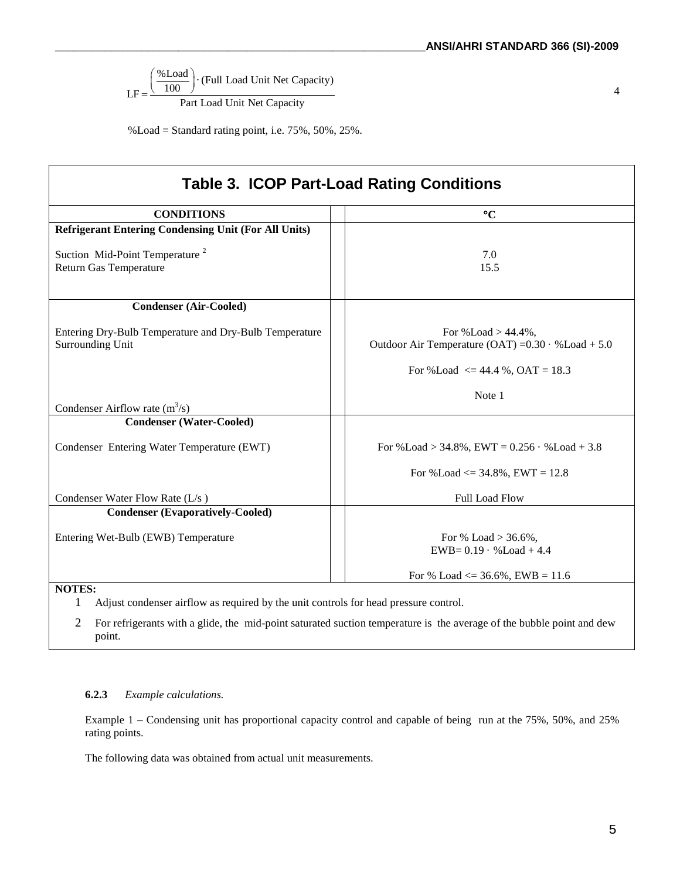$$LF = \frac{\left(\frac{\%Load}{100}\right) \cdot (\text{Full Load Unit Net Capacity})}{\text{Part Load Unit Net Capacity}} \qquad 4$$

%Load = Standard rating point, i.e. 75%, 50%, 25%.

**Table 3. ICOP Part-Load Rating Conditions**

| CONDITIONS | °C |
|---|---|
| **Refrigerant Entering Condensing Unit (For All Units)** | |
| Suction Mid-Point Temperature [2] | 7.0 |
| Return Gas Temperature | 15.5 |
| **Condenser (Air-Cooled)** | |
| Entering Dry-Bulb Temperature and Dry-Bulb Temperature Surrounding Unit | For %Load > 44.4%, Outdoor Air Temperature (OAT) $=0.30 \cdot \%Load + 5.0$<br>For %Load <= 44.4 %, OAT = 18.3 |
| Condenser Airflow rate ($m^3/s$) | Note 1 |
| **Condenser (Water-Cooled)** | |
| Condenser Entering Water Temperature (EWT) | For %Load > 34.8%, EWT $= 0.256 \cdot \%Load + 3.8$<br>For %Load <= 34.8%, EWT = 12.8 |
| Condenser Water Flow Rate (L/s ) | Full Load Flow |
| **Condenser (Evaporatively-Cooled)** | |
| Entering Wet-Bulb (EWB) Temperature | For % Load > 36.6%, EWB$= 0.19 \cdot \%Load + 4.4$<br>For % Load <= 36.6%, EWB = 11.6 |

**NOTES:**

1. Adjust condenser airflow as required by the unit controls for head pressure control.
2. For refrigerants with a glide, the mid-point saturated suction temperature is the average of the bubble point and dew point.

**6.2.3** *Example calculations.*

Example 1 – Condensing unit has proportional capacity control and capable of being run at the 75%, 50%, and 25% rating points.

The following data was obtained from actual unit measurements.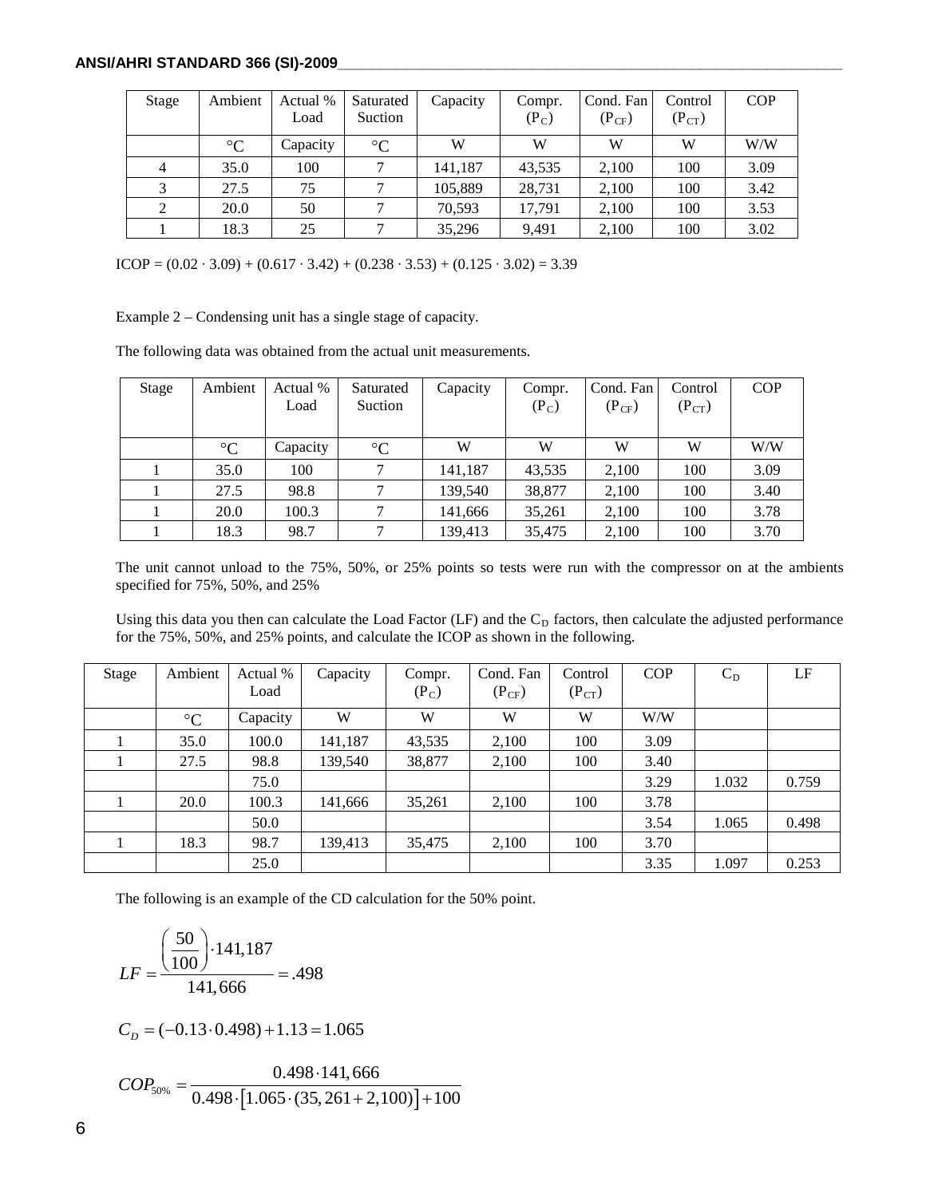| Stage | Ambient | Actual % Load | Saturated Suction | Capacity | Compr. ($P_C$) | Cond. Fan ($P_{CF}$) | Control ($P_{CT}$) | COP |
|---|---|---|---|---|---|---|---|---|
| | °C | Capacity | °C | W | W | W | W | W/W |
| 4 | 35.0 | 100 | 7 | 141,187 | 43,535 | 2,100 | 100 | 3.09 |
| 3 | 27.5 | 75 | 7 | 105,889 | 28,731 | 2,100 | 100 | 3.42 |
| 2 | 20.0 | 50 | 7 | 70,593 | 17,791 | 2,100 | 100 | 3.53 |
| 1 | 18.3 | 25 | 7 | 35,296 | 9,491 | 2,100 | 100 | 3.02 |

ICOP = (0.02 · 3.09) + (0.617 · 3.42) + (0.238 · 3.53) + (0.125 · 3.02) = 3.39

Example 2 – Condensing unit has a single stage of capacity.

The following data was obtained from the actual unit measurements.

| Stage | Ambient | Actual % Load | Saturated Suction | Capacity | Compr. ($P_C$) | Cond. Fan ($P_{CF}$) | Control ($P_{CT}$) | COP |
|---|---|---|---|---|---|---|---|---|
| | °C | Capacity | °C | W | W | W | W | W/W |
| 1 | 35.0 | 100 | 7 | 141,187 | 43,535 | 2,100 | 100 | 3.09 |
| 1 | 27.5 | 98.8 | 7 | 139,540 | 38,877 | 2,100 | 100 | 3.40 |
| 1 | 20.0 | 100.3 | 7 | 141,666 | 35,261 | 2,100 | 100 | 3.78 |
| 1 | 18.3 | 98.7 | 7 | 139,413 | 35,475 | 2,100 | 100 | 3.70 |

The unit cannot unload to the 75%, 50%, or 25% points so tests were run with the compressor on at the ambients specified for 75%, 50%, and 25%

Using this data you then can calculate the Load Factor (LF) and the $C_D$ factors, then calculate the adjusted performance for the 75%, 50%, and 25% points, and calculate the ICOP as shown in the following.

| Stage | Ambient | Actual % Load | Capacity | Compr. ($P_C$) | Cond. Fan ($P_{CF}$) | Control ($P_{CT}$) | COP | $C_D$ | LF |
|---|---|---|---|---|---|---|---|---|---|
| | °C | Capacity | W | W | W | W | W/W | | |
| 1 | 35.0 | 100.0 | 141,187 | 43,535 | 2,100 | 100 | 3.09 | | |
| 1 | 27.5 | 98.8 | 139,540 | 38,877 | 2,100 | 100 | 3.40 | | |
| | | 75.0 | | | | | 3.29 | 1.032 | 0.759 |
| 1 | 20.0 | 100.3 | 141,666 | 35,261 | 2,100 | 100 | 3.78 | | |
| | | 50.0 | | | | | 3.54 | 1.065 | 0.498 |
| 1 | 18.3 | 98.7 | 139,413 | 35,475 | 2,100 | 100 | 3.70 | | |
| | | 25.0 | | | | | 3.35 | 1.097 | 0.253 |

The following is an example of the CD calculation for the 50% point.

$$LF = \frac{\left(\frac{50}{100}\right) \cdot 141{,}187}{141{,}666} = .498$$

$$C_D = (-0.13 \cdot 0.498) + 1.13 = 1.065$$

$$COP_{50\%} = \frac{0.498 \cdot 141{,}666}{0.498 \cdot \left[1.065 \cdot (35{,}261 + 2{,}100)\right] + 100}$$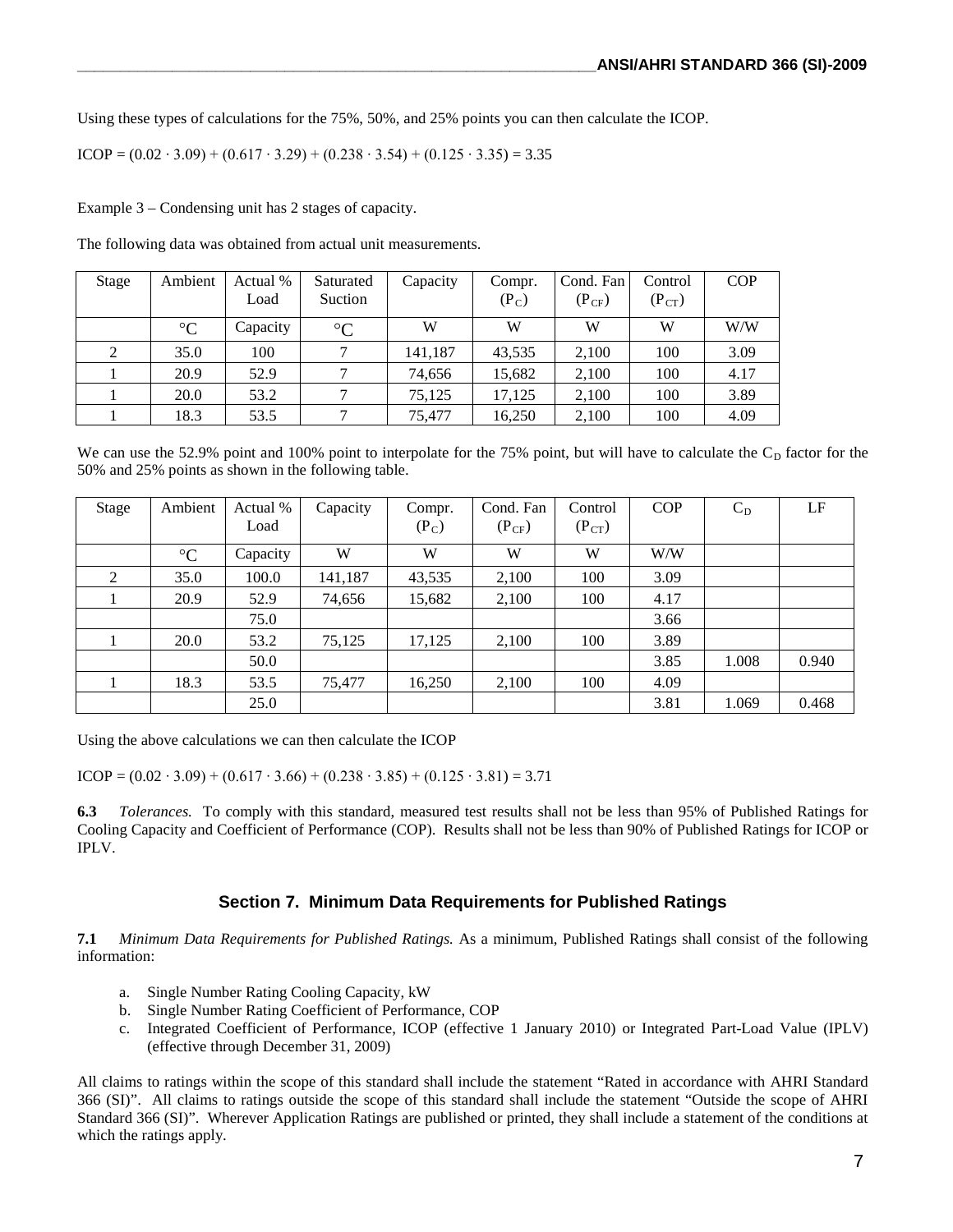Using these types of calculations for the 75%, 50%, and 25% points you can then calculate the ICOP.

$ICOP = (0.02 \cdot 3.09) + (0.617 \cdot 3.29) + (0.238 \cdot 3.54) + (0.125 \cdot 3.35) = 3.35$

Example 3 – Condensing unit has 2 stages of capacity.

The following data was obtained from actual unit measurements.

| Stage | Ambient | Actual % Load | Saturated Suction | Capacity | Compr. ($P_C$) | Cond. Fan ($P_{CF}$) | Control ($P_{CT}$) | COP |
|---|---|---|---|---|---|---|---|---|
| | °C | Capacity | °C | W | W | W | W | W/W |
| 2 | 35.0 | 100 | 7 | 141,187 | 43,535 | 2,100 | 100 | 3.09 |
| 1 | 20.9 | 52.9 | 7 | 74,656 | 15,682 | 2,100 | 100 | 4.17 |
| 1 | 20.0 | 53.2 | 7 | 75,125 | 17,125 | 2,100 | 100 | 3.89 |
| 1 | 18.3 | 53.5 | 7 | 75,477 | 16,250 | 2,100 | 100 | 4.09 |

We can use the 52.9% point and 100% point to interpolate for the 75% point, but will have to calculate the $C_D$ factor for the 50% and 25% points as shown in the following table.

| Stage | Ambient | Actual % Load | Capacity | Compr. ($P_C$) | Cond. Fan ($P_{CF}$) | Control ($P_{CT}$) | COP | $C_D$ | LF |
|---|---|---|---|---|---|---|---|---|---|
| | °C | Capacity | W | W | W | W | W/W | | |
| 2 | 35.0 | 100.0 | 141,187 | 43,535 | 2,100 | 100 | 3.09 | | |
| 1 | 20.9 | 52.9 | 74,656 | 15,682 | 2,100 | 100 | 4.17 | | |
| | | 75.0 | | | | | 3.66 | | |
| 1 | 20.0 | 53.2 | 75,125 | 17,125 | 2,100 | 100 | 3.89 | | |
| | | 50.0 | | | | | 3.85 | 1.008 | 0.940 |
| 1 | 18.3 | 53.5 | 75,477 | 16,250 | 2,100 | 100 | 4.09 | | |
| | | 25.0 | | | | | 3.81 | 1.069 | 0.468 |

Using the above calculations we can then calculate the ICOP

$ICOP = (0.02 \cdot 3.09) + (0.617 \cdot 3.66) + (0.238 \cdot 3.85) + (0.125 \cdot 3.81) = 3.71$

**6.3** *Tolerances.* To comply with this standard, measured test results shall not be less than 95% of Published Ratings for Cooling Capacity and Coefficient of Performance (COP). Results shall not be less than 90% of Published Ratings for ICOP or IPLV.

## Section 7. Minimum Data Requirements for Published Ratings

**7.1** *Minimum Data Requirements for Published Ratings.* As a minimum, Published Ratings shall consist of the following information:

a. Single Number Rating Cooling Capacity, kW
b. Single Number Rating Coefficient of Performance, COP
c. Integrated Coefficient of Performance, ICOP (effective 1 January 2010) or Integrated Part-Load Value (IPLV) (effective through December 31, 2009)

All claims to ratings within the scope of this standard shall include the statement "Rated in accordance with AHRI Standard 366 (SI)". All claims to ratings outside the scope of this standard shall include the statement "Outside the scope of AHRI Standard 366 (SI)". Wherever Application Ratings are published or printed, they shall include a statement of the conditions at which the ratings apply.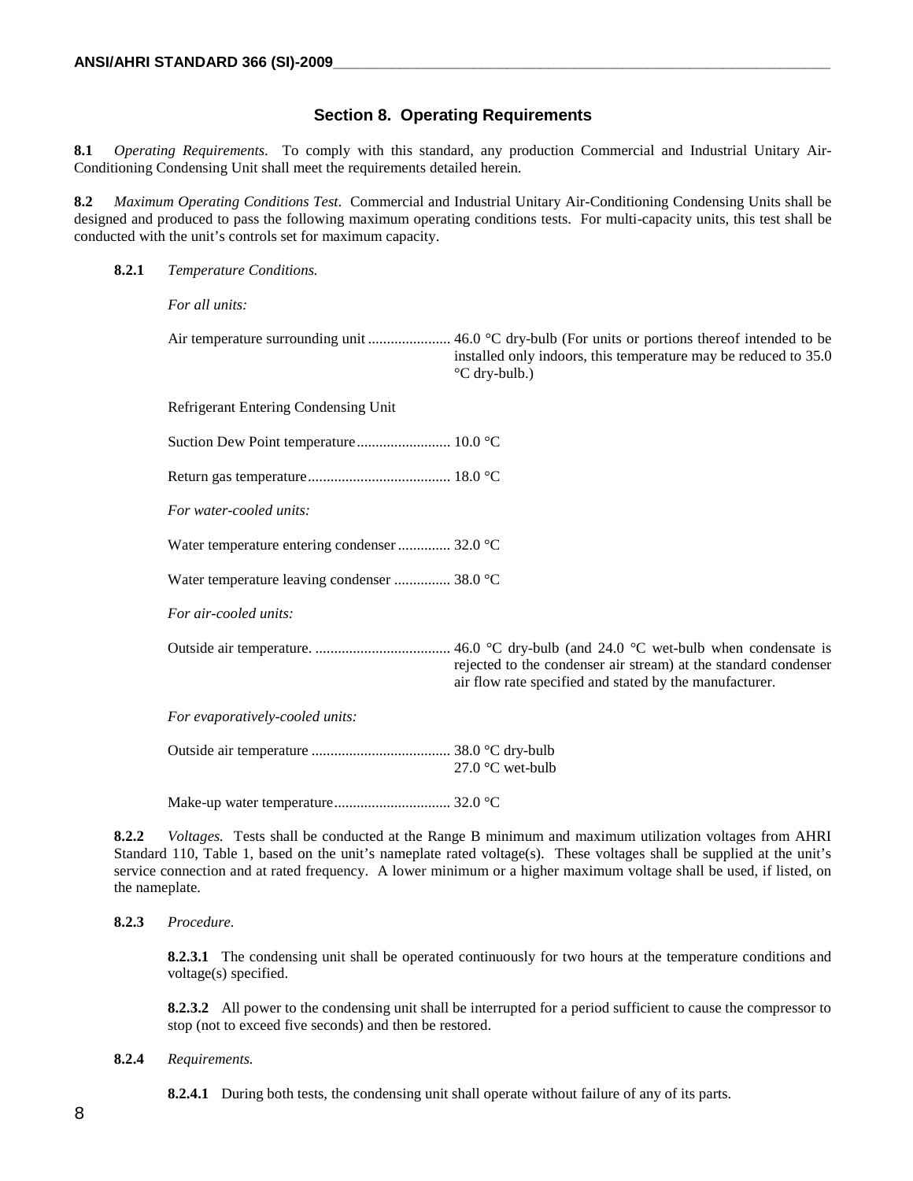## Section 8. Operating Requirements

**8.1** *Operating Requirements.* To comply with this standard, any production Commercial and Industrial Unitary Air-Conditioning Condensing Unit shall meet the requirements detailed herein.

**8.2** *Maximum Operating Conditions Test.* Commercial and Industrial Unitary Air-Conditioning Condensing Units shall be designed and produced to pass the following maximum operating conditions tests. For multi-capacity units, this test shall be conducted with the unit's controls set for maximum capacity.

**8.2.1** *Temperature Conditions.*

*For all units:*

Air temperature surrounding unit ...................... 46.0 °C dry-bulb (For units or portions thereof intended to be installed only indoors, this temperature may be reduced to 35.0 °C dry-bulb.)

Refrigerant Entering Condensing Unit

Suction Dew Point temperature ......................... 10.0 °C

Return gas temperature ...................................... 18.0 °C

*For water-cooled units:*

Water temperature entering condenser .............. 32.0 °C

Water temperature leaving condenser ............... 38.0 °C

*For air-cooled units:*

Outside air temperature. .................................... 46.0 °C dry-bulb (and 24.0 °C wet-bulb when condensate is rejected to the condenser air stream) at the standard condenser air flow rate specified and stated by the manufacturer.

*For evaporatively-cooled units:*

Outside air temperature ..................................... 38.0 °C dry-bulb
27.0 °C wet-bulb

Make-up water temperature ............................... 32.0 °C

**8.2.2** *Voltages.* Tests shall be conducted at the Range B minimum and maximum utilization voltages from AHRI Standard 110, Table 1, based on the unit's nameplate rated voltage(s). These voltages shall be supplied at the unit's service connection and at rated frequency. A lower minimum or a higher maximum voltage shall be used, if listed, on the nameplate.

**8.2.3** *Procedure.*

**8.2.3.1** The condensing unit shall be operated continuously for two hours at the temperature conditions and voltage(s) specified.

**8.2.3.2** All power to the condensing unit shall be interrupted for a period sufficient to cause the compressor to stop (not to exceed five seconds) and then be restored.

**8.2.4** *Requirements.*

**8.2.4.1** During both tests, the condensing unit shall operate without failure of any of its parts.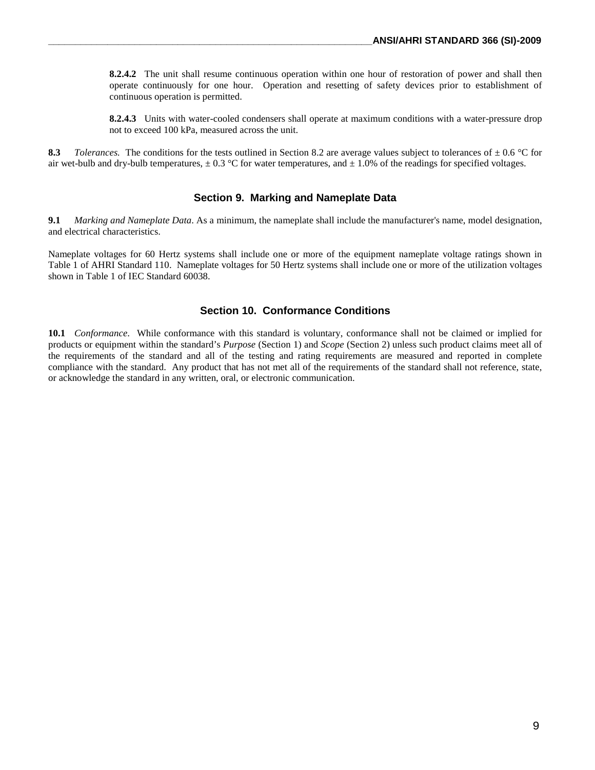**8.2.4.2** The unit shall resume continuous operation within one hour of restoration of power and shall then operate continuously for one hour. Operation and resetting of safety devices prior to establishment of continuous operation is permitted.

**8.2.4.3** Units with water-cooled condensers shall operate at maximum conditions with a water-pressure drop not to exceed 100 kPa, measured across the unit.

**8.3** *Tolerances.* The conditions for the tests outlined in Section 8.2 are average values subject to tolerances of ± 0.6 °C for air wet-bulb and dry-bulb temperatures, ± 0.3 °C for water temperatures, and ± 1.0% of the readings for specified voltages.

## Section 9. Marking and Nameplate Data

**9.1** *Marking and Nameplate Data*. As a minimum, the nameplate shall include the manufacturer's name, model designation, and electrical characteristics.

Nameplate voltages for 60 Hertz systems shall include one or more of the equipment nameplate voltage ratings shown in Table 1 of AHRI Standard 110. Nameplate voltages for 50 Hertz systems shall include one or more of the utilization voltages shown in Table 1 of IEC Standard 60038.

## Section 10. Conformance Conditions

**10.1** *Conformance*. While conformance with this standard is voluntary, conformance shall not be claimed or implied for products or equipment within the standard's *Purpose* (Section 1) and *Scope* (Section 2) unless such product claims meet all of the requirements of the standard and all of the testing and rating requirements are measured and reported in complete compliance with the standard. Any product that has not met all of the requirements of the standard shall not reference, state, or acknowledge the standard in any written, oral, or electronic communication.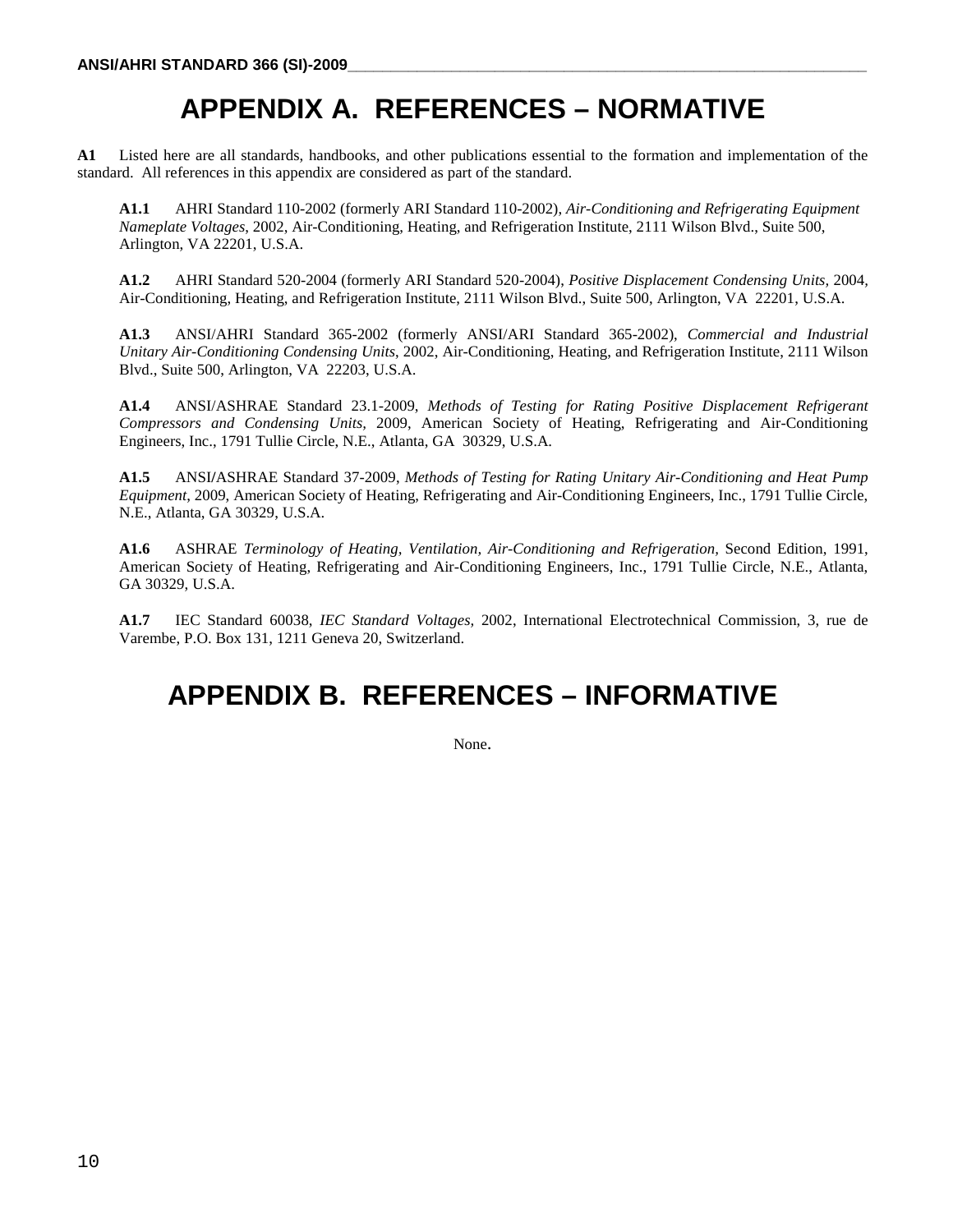# APPENDIX A. REFERENCES – NORMATIVE

**A1** Listed here are all standards, handbooks, and other publications essential to the formation and implementation of the standard. All references in this appendix are considered as part of the standard.

**A1.1** AHRI Standard 110-2002 (formerly ARI Standard 110-2002), *Air-Conditioning and Refrigerating Equipment Nameplate Voltages*, 2002, Air-Conditioning, Heating, and Refrigeration Institute, 2111 Wilson Blvd., Suite 500, Arlington, VA 22201, U.S.A.

**A1.2** AHRI Standard 520-2004 (formerly ARI Standard 520-2004), *Positive Displacement Condensing Units*, 2004, Air-Conditioning, Heating, and Refrigeration Institute, 2111 Wilson Blvd., Suite 500, Arlington, VA 22201, U.S.A.

**A1.3** ANSI/AHRI Standard 365-2002 (formerly ANSI/ARI Standard 365-2002), *Commercial and Industrial Unitary Air-Conditioning Condensing Units*, 2002, Air-Conditioning, Heating, and Refrigeration Institute, 2111 Wilson Blvd., Suite 500, Arlington, VA 22203, U.S.A.

**A1.4** ANSI/ASHRAE Standard 23.1-2009, *Methods of Testing for Rating Positive Displacement Refrigerant Compressors and Condensing Units*, 2009, American Society of Heating, Refrigerating and Air-Conditioning Engineers, Inc., 1791 Tullie Circle, N.E., Atlanta, GA 30329, U.S.A.

**A1.5** ANSI/ASHRAE Standard 37-2009, *Methods of Testing for Rating Unitary Air-Conditioning and Heat Pump Equipment*, 2009, American Society of Heating, Refrigerating and Air-Conditioning Engineers, Inc., 1791 Tullie Circle, N.E., Atlanta, GA 30329, U.S.A.

**A1.6** ASHRAE *Terminology of Heating, Ventilation, Air-Conditioning and Refrigeration*, Second Edition, 1991, American Society of Heating, Refrigerating and Air-Conditioning Engineers, Inc., 1791 Tullie Circle, N.E., Atlanta, GA 30329, U.S.A.

**A1.7** IEC Standard 60038, *IEC Standard Voltages*, 2002, International Electrotechnical Commission, 3, rue de Varembe, P.O. Box 131, 1211 Geneva 20, Switzerland.

# APPENDIX B. REFERENCES – INFORMATIVE

None.